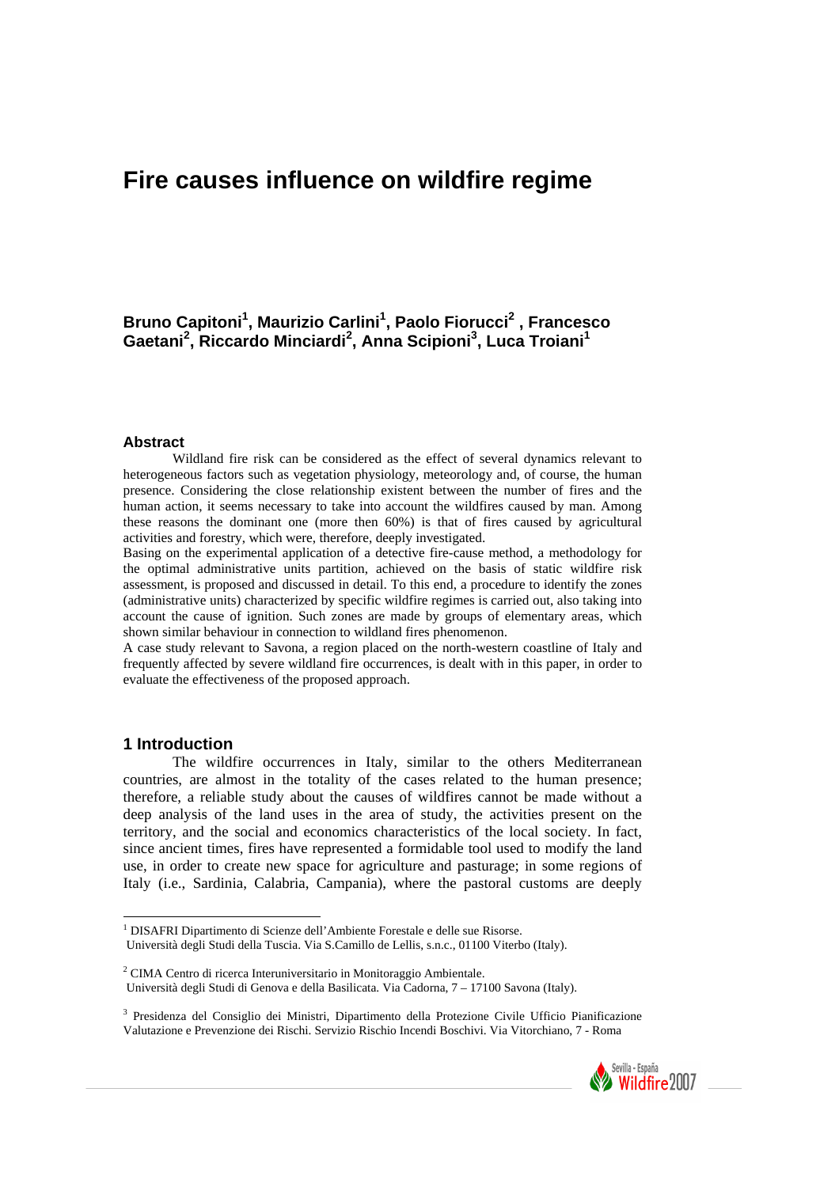# Fire causes influence on wildfire regime

**Bruno Capitoni[1], Maurizio Carlini[1], Paolo Fiorucci[2] , Francesco Gaetani[2], Riccardo Minciardi[2], Anna Scipioni[3], Luca Troiani[1]**

## Abstract

Wildland fire risk can be considered as the effect of several dynamics relevant to heterogeneous factors such as vegetation physiology, meteorology and, of course, the human presence. Considering the close relationship existent between the number of fires and the human action, it seems necessary to take into account the wildfires caused by man. Among these reasons the dominant one (more then 60%) is that of fires caused by agricultural activities and forestry, which were, therefore, deeply investigated.

Basing on the experimental application of a detective fire-cause method, a methodology for the optimal administrative units partition, achieved on the basis of static wildfire risk assessment, is proposed and discussed in detail. To this end, a procedure to identify the zones (administrative units) characterized by specific wildfire regimes is carried out, also taking into account the cause of ignition. Such zones are made by groups of elementary areas, which shown similar behaviour in connection to wildland fires phenomenon.

A case study relevant to Savona, a region placed on the north-western coastline of Italy and frequently affected by severe wildland fire occurrences, is dealt with in this paper, in order to evaluate the effectiveness of the proposed approach.

## 1 Introduction

The wildfire occurrences in Italy, similar to the others Mediterranean countries, are almost in the totality of the cases related to the human presence; therefore, a reliable study about the causes of wildfires cannot be made without a deep analysis of the land uses in the area of study, the activities present on the territory, and the social and economics characteristics of the local society. In fact, since ancient times, fires have represented a formidable tool used to modify the land use, in order to create new space for agriculture and pasturage; in some regions of Italy (i.e., Sardinia, Calabria, Campania), where the pastoral customs are deeply

---

[1] DISAFRI Dipartimento di Scienze dell'Ambiente Forestale e delle sue Risorse. Università degli Studi della Tuscia. Via S.Camillo de Lellis, s.n.c., 01100 Viterbo (Italy).

[2] CIMA Centro di ricerca Interuniversitario in Monitoraggio Ambientale. Università degli Studi di Genova e della Basilicata. Via Cadorna, 7 – 17100 Savona (Italy).

[3] Presidenza del Consiglio dei Ministri, Dipartimento della Protezione Civile Ufficio Pianificazione Valutazione e Prevenzione dei Rischi. Servizio Rischio Incendi Boschivi. Via Vitorchiano, 7 - Roma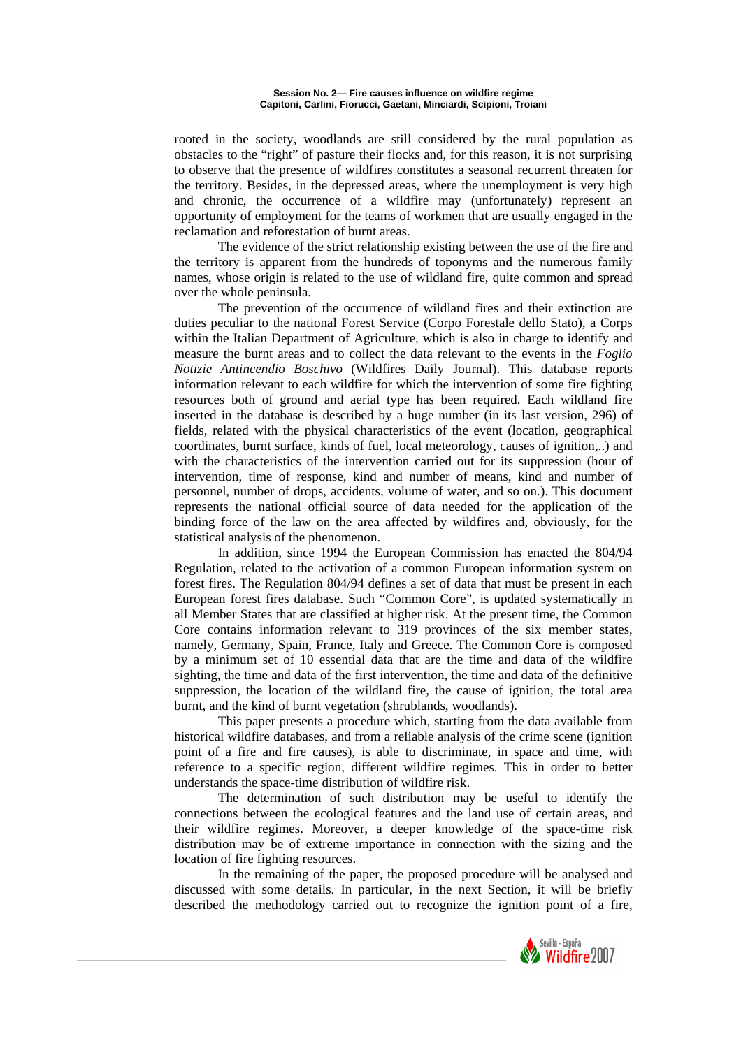rooted in the society, woodlands are still considered by the rural population as obstacles to the "right" of pasture their flocks and, for this reason, it is not surprising to observe that the presence of wildfires constitutes a seasonal recurrent threaten for the territory. Besides, in the depressed areas, where the unemployment is very high and chronic, the occurrence of a wildfire may (unfortunately) represent an opportunity of employment for the teams of workmen that are usually engaged in the reclamation and reforestation of burnt areas.

The evidence of the strict relationship existing between the use of the fire and the territory is apparent from the hundreds of toponyms and the numerous family names, whose origin is related to the use of wildland fire, quite common and spread over the whole peninsula.

The prevention of the occurrence of wildland fires and their extinction are duties peculiar to the national Forest Service (Corpo Forestale dello Stato), a Corps within the Italian Department of Agriculture, which is also in charge to identify and measure the burnt areas and to collect the data relevant to the events in the *Foglio Notizie Antincendio Boschivo* (Wildfires Daily Journal). This database reports information relevant to each wildfire for which the intervention of some fire fighting resources both of ground and aerial type has been required. Each wildland fire inserted in the database is described by a huge number (in its last version, 296) of fields, related with the physical characteristics of the event (location, geographical coordinates, burnt surface, kinds of fuel, local meteorology, causes of ignition,..) and with the characteristics of the intervention carried out for its suppression (hour of intervention, time of response, kind and number of means, kind and number of personnel, number of drops, accidents, volume of water, and so on.). This document represents the national official source of data needed for the application of the binding force of the law on the area affected by wildfires and, obviously, for the statistical analysis of the phenomenon.

In addition, since 1994 the European Commission has enacted the 804/94 Regulation, related to the activation of a common European information system on forest fires. The Regulation 804/94 defines a set of data that must be present in each European forest fires database. Such "Common Core", is updated systematically in all Member States that are classified at higher risk. At the present time, the Common Core contains information relevant to 319 provinces of the six member states, namely, Germany, Spain, France, Italy and Greece. The Common Core is composed by a minimum set of 10 essential data that are the time and data of the wildfire sighting, the time and data of the first intervention, the time and data of the definitive suppression, the location of the wildland fire, the cause of ignition, the total area burnt, and the kind of burnt vegetation (shrublands, woodlands).

This paper presents a procedure which, starting from the data available from historical wildfire databases, and from a reliable analysis of the crime scene (ignition point of a fire and fire causes), is able to discriminate, in space and time, with reference to a specific region, different wildfire regimes. This in order to better understands the space-time distribution of wildfire risk.

The determination of such distribution may be useful to identify the connections between the ecological features and the land use of certain areas, and their wildfire regimes. Moreover, a deeper knowledge of the space-time risk distribution may be of extreme importance in connection with the sizing and the location of fire fighting resources.

In the remaining of the paper, the proposed procedure will be analysed and discussed with some details. In particular, in the next Section, it will be briefly described the methodology carried out to recognize the ignition point of a fire,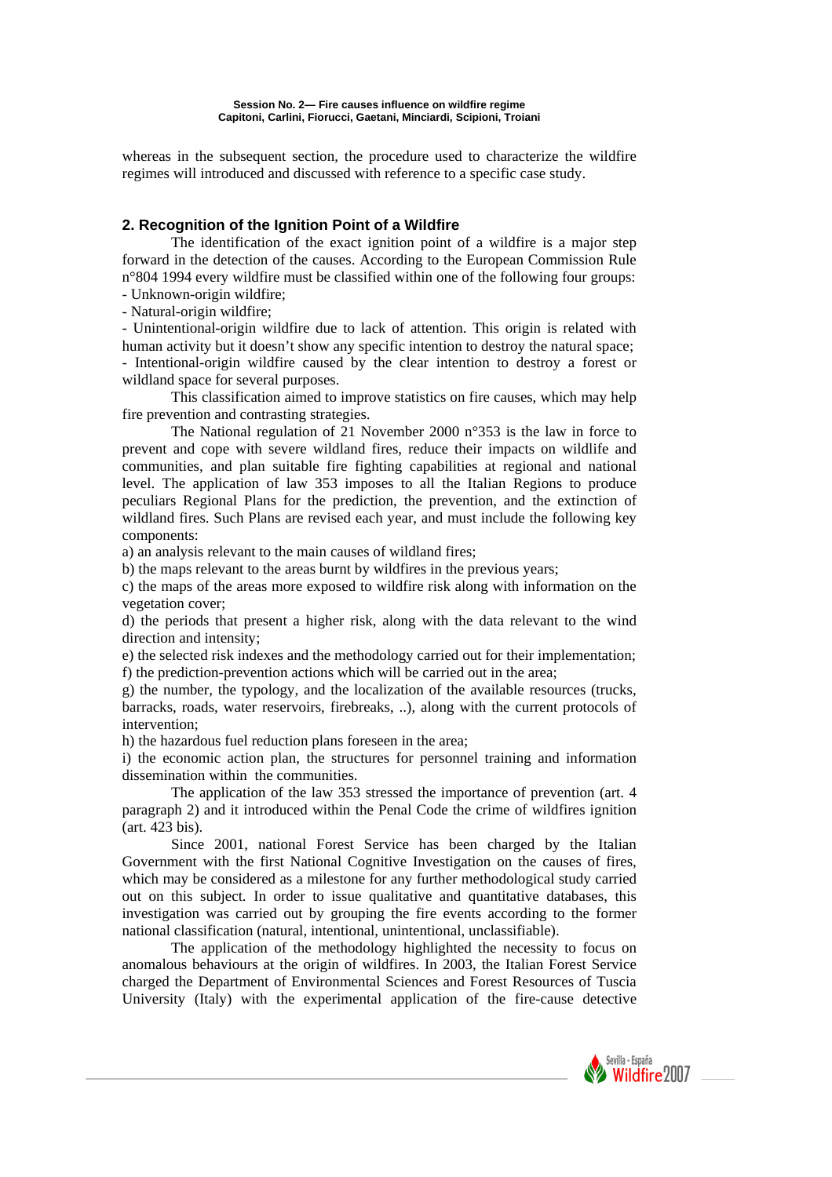whereas in the subsequent section, the procedure used to characterize the wildfire regimes will introduced and discussed with reference to a specific case study.

## 2. Recognition of the Ignition Point of a Wildfire

The identification of the exact ignition point of a wildfire is a major step forward in the detection of the causes. According to the European Commission Rule n°804 1994 every wildfire must be classified within one of the following four groups:

- Unknown-origin wildfire;
- Natural-origin wildfire;
- Unintentional-origin wildfire due to lack of attention. This origin is related with human activity but it doesn't show any specific intention to destroy the natural space;
- Intentional-origin wildfire caused by the clear intention to destroy a forest or wildland space for several purposes.

This classification aimed to improve statistics on fire causes, which may help fire prevention and contrasting strategies.

The National regulation of 21 November 2000 n°353 is the law in force to prevent and cope with severe wildland fires, reduce their impacts on wildlife and communities, and plan suitable fire fighting capabilities at regional and national level. The application of law 353 imposes to all the Italian Regions to produce peculiars Regional Plans for the prediction, the prevention, and the extinction of wildland fires. Such Plans are revised each year, and must include the following key components:

a) an analysis relevant to the main causes of wildland fires;
b) the maps relevant to the areas burnt by wildfires in the previous years;
c) the maps of the areas more exposed to wildfire risk along with information on the vegetation cover;
d) the periods that present a higher risk, along with the data relevant to the wind direction and intensity;
e) the selected risk indexes and the methodology carried out for their implementation;
f) the prediction-prevention actions which will be carried out in the area;
g) the number, the typology, and the localization of the available resources (trucks, barracks, roads, water reservoirs, firebreaks, ..), along with the current protocols of intervention;
h) the hazardous fuel reduction plans foreseen in the area;
i) the economic action plan, the structures for personnel training and information dissemination within the communities.

The application of the law 353 stressed the importance of prevention (art. 4 paragraph 2) and it introduced within the Penal Code the crime of wildfires ignition (art. 423 bis).

Since 2001, national Forest Service has been charged by the Italian Government with the first National Cognitive Investigation on the causes of fires, which may be considered as a milestone for any further methodological study carried out on this subject. In order to issue qualitative and quantitative databases, this investigation was carried out by grouping the fire events according to the former national classification (natural, intentional, unintentional, unclassifiable).

The application of the methodology highlighted the necessity to focus on anomalous behaviours at the origin of wildfires. In 2003, the Italian Forest Service charged the Department of Environmental Sciences and Forest Resources of Tuscia University (Italy) with the experimental application of the fire-cause detective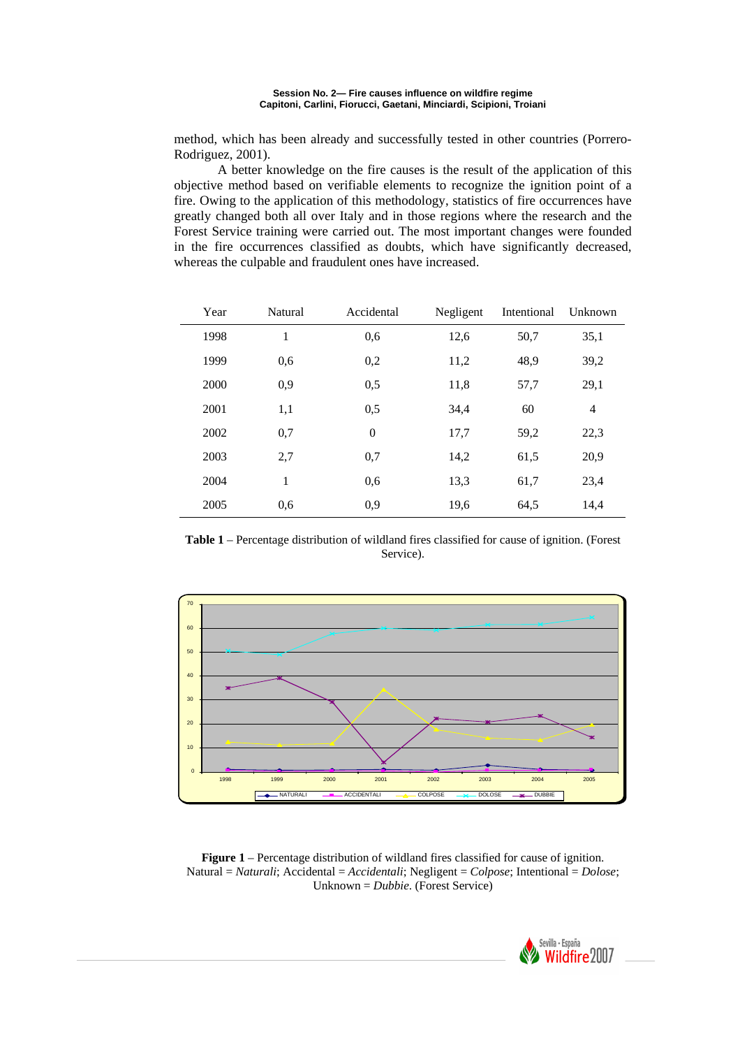method, which has been already and successfully tested in other countries (Porrero-Rodriguez, 2001).

A better knowledge on the fire causes is the result of the application of this objective method based on verifiable elements to recognize the ignition point of a fire. Owing to the application of this methodology, statistics of fire occurrences have greatly changed both all over Italy and in those regions where the research and the Forest Service training were carried out. The most important changes were founded in the fire occurrences classified as doubts, which have significantly decreased, whereas the culpable and fraudulent ones have increased.

| Year | Natural | Accidental | Negligent | Intentional | Unknown |
|---|---|---|---|---|---|
| 1998 | 1 | 0,6 | 12,6 | 50,7 | 35,1 |
| 1999 | 0,6 | 0,2 | 11,2 | 48,9 | 39,2 |
| 2000 | 0,9 | 0,5 | 11,8 | 57,7 | 29,1 |
| 2001 | 1,1 | 0,5 | 34,4 | 60 | 4 |
| 2002 | 0,7 | 0 | 17,7 | 59,2 | 22,3 |
| 2003 | 2,7 | 0,7 | 14,2 | 61,5 | 20,9 |
| 2004 | 1 | 0,6 | 13,3 | 61,7 | 23,4 |
| 2005 | 0,6 | 0,9 | 19,6 | 64,5 | 14,4 |

**Table 1** – Percentage distribution of wildland fires classified for cause of ignition. (Forest Service).

**Figure 1** – Percentage distribution of wildland fires classified for cause of ignition. Natural = *Naturali*; Accidental = *Accidentali*; Negligent = *Colpose*; Intentional = *Dolose*; Unknown = *Dubbie*. (Forest Service)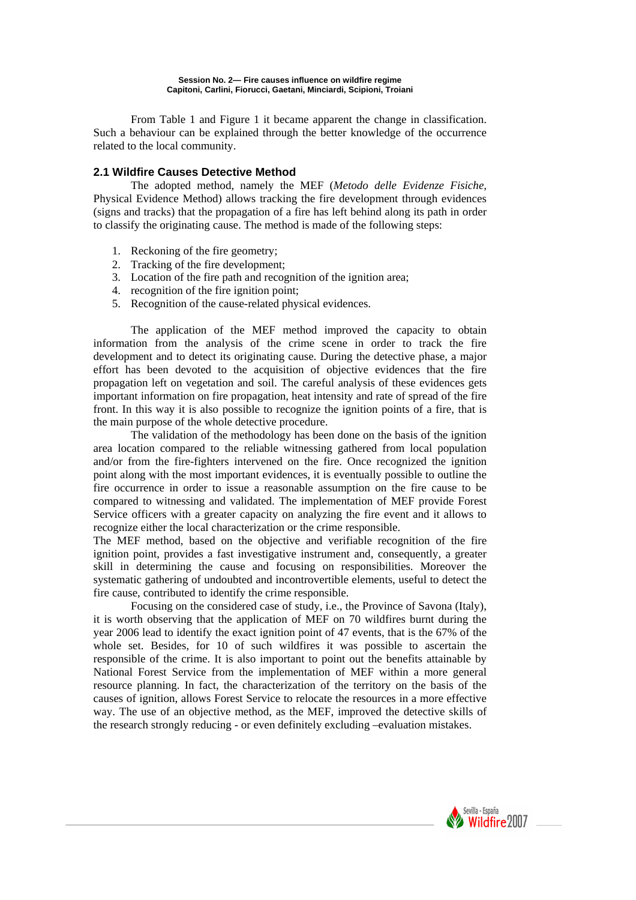From Table 1 and Figure 1 it became apparent the change in classification. Such a behaviour can be explained through the better knowledge of the occurrence related to the local community.

## 2.1 Wildfire Causes Detective Method

The adopted method, namely the MEF (*Metodo delle Evidenze Fisiche*, Physical Evidence Method) allows tracking the fire development through evidences (signs and tracks) that the propagation of a fire has left behind along its path in order to classify the originating cause. The method is made of the following steps:

1. Reckoning of the fire geometry;
2. Tracking of the fire development;
3. Location of the fire path and recognition of the ignition area;
4. recognition of the fire ignition point;
5. Recognition of the cause-related physical evidences.

The application of the MEF method improved the capacity to obtain information from the analysis of the crime scene in order to track the fire development and to detect its originating cause. During the detective phase, a major effort has been devoted to the acquisition of objective evidences that the fire propagation left on vegetation and soil. The careful analysis of these evidences gets important information on fire propagation, heat intensity and rate of spread of the fire front. In this way it is also possible to recognize the ignition points of a fire, that is the main purpose of the whole detective procedure.

The validation of the methodology has been done on the basis of the ignition area location compared to the reliable witnessing gathered from local population and/or from the fire-fighters intervened on the fire. Once recognized the ignition point along with the most important evidences, it is eventually possible to outline the fire occurrence in order to issue a reasonable assumption on the fire cause to be compared to witnessing and validated. The implementation of MEF provide Forest Service officers with a greater capacity on analyzing the fire event and it allows to recognize either the local characterization or the crime responsible.

The MEF method, based on the objective and verifiable recognition of the fire ignition point, provides a fast investigative instrument and, consequently, a greater skill in determining the cause and focusing on responsibilities. Moreover the systematic gathering of undoubted and incontrovertible elements, useful to detect the fire cause, contributed to identify the crime responsible.

Focusing on the considered case of study, i.e., the Province of Savona (Italy), it is worth observing that the application of MEF on 70 wildfires burnt during the year 2006 lead to identify the exact ignition point of 47 events, that is the 67% of the whole set. Besides, for 10 of such wildfires it was possible to ascertain the responsible of the crime. It is also important to point out the benefits attainable by National Forest Service from the implementation of MEF within a more general resource planning. In fact, the characterization of the territory on the basis of the causes of ignition, allows Forest Service to relocate the resources in a more effective way. The use of an objective method, as the MEF, improved the detective skills of the research strongly reducing - or even definitely excluding –evaluation mistakes.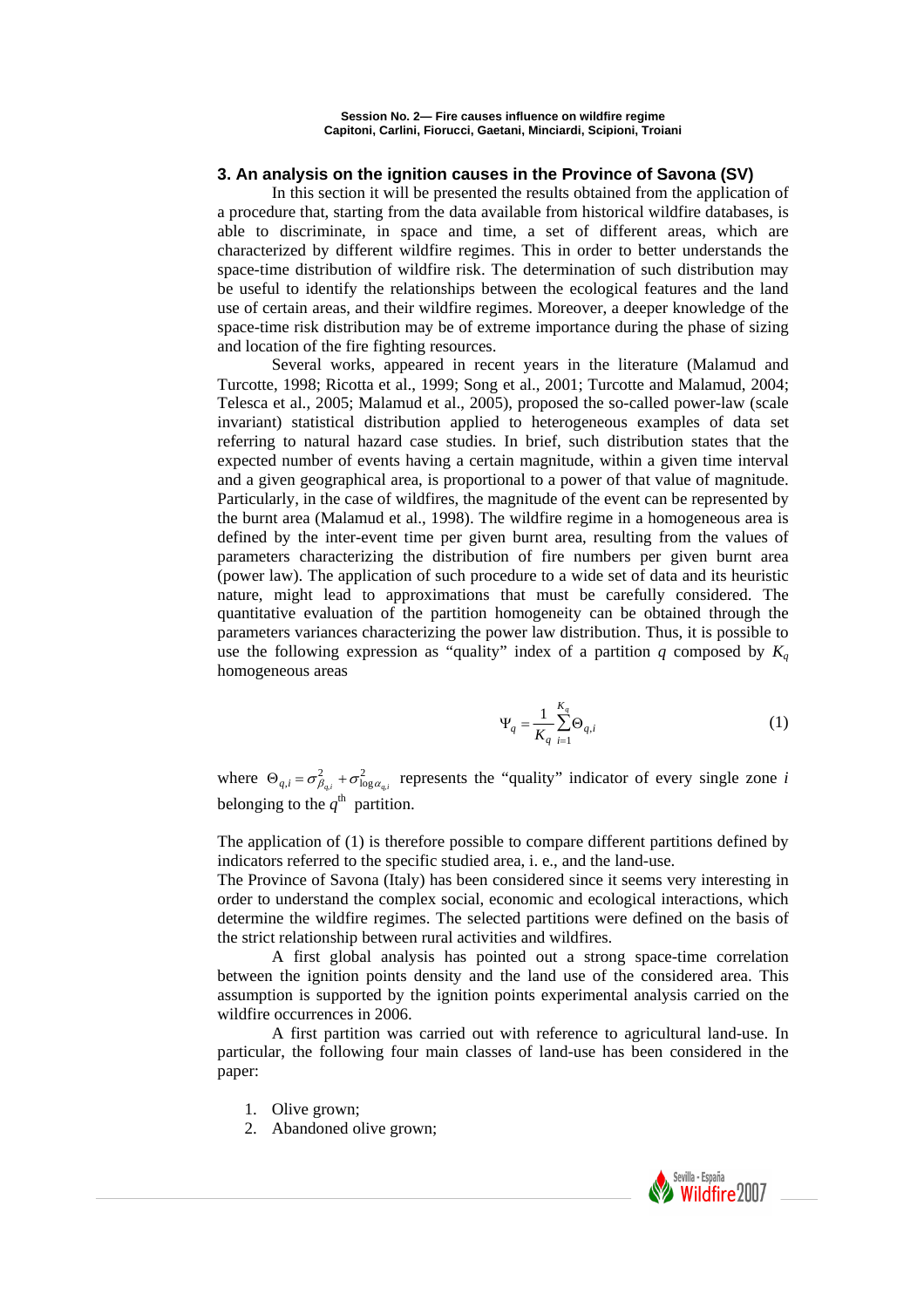## 3. An analysis on the ignition causes in the Province of Savona (SV)

In this section it will be presented the results obtained from the application of a procedure that, starting from the data available from historical wildfire databases, is able to discriminate, in space and time, a set of different areas, which are characterized by different wildfire regimes. This in order to better understands the space-time distribution of wildfire risk. The determination of such distribution may be useful to identify the relationships between the ecological features and the land use of certain areas, and their wildfire regimes. Moreover, a deeper knowledge of the space-time risk distribution may be of extreme importance during the phase of sizing and location of the fire fighting resources.

Several works, appeared in recent years in the literature (Malamud and Turcotte, 1998; Ricotta et al., 1999; Song et al., 2001; Turcotte and Malamud, 2004; Telesca et al., 2005; Malamud et al., 2005), proposed the so-called power-law (scale invariant) statistical distribution applied to heterogeneous examples of data set referring to natural hazard case studies. In brief, such distribution states that the expected number of events having a certain magnitude, within a given time interval and a given geographical area, is proportional to a power of that value of magnitude. Particularly, in the case of wildfires, the magnitude of the event can be represented by the burnt area (Malamud et al., 1998). The wildfire regime in a homogeneous area is defined by the inter-event time per given burnt area, resulting from the values of parameters characterizing the distribution of fire numbers per given burnt area (power law). The application of such procedure to a wide set of data and its heuristic nature, might lead to approximations that must be carefully considered. The quantitative evaluation of the partition homogeneity can be obtained through the parameters variances characterizing the power law distribution. Thus, it is possible to use the following expression as "quality" index of a partition $q$ composed by $K_q$ homogeneous areas

$$\Psi_q = \frac{1}{K_q} \sum_{i=1}^{K_q} \Theta_{q,i} \tag{1}$$

where $\Theta_{q,i} = \sigma^2_{\beta_{q,i}} + \sigma^2_{\log \alpha_{q,i}}$ represents the "quality" indicator of every single zone $i$ belonging to the $q^{\text{th}}$ partition.

The application of (1) is therefore possible to compare different partitions defined by indicators referred to the specific studied area, i. e., and the land-use.
The Province of Savona (Italy) has been considered since it seems very interesting in order to understand the complex social, economic and ecological interactions, which determine the wildfire regimes. The selected partitions were defined on the basis of the strict relationship between rural activities and wildfires.

A first global analysis has pointed out a strong space-time correlation between the ignition points density and the land use of the considered area. This assumption is supported by the ignition points experimental analysis carried on the wildfire occurrences in 2006.

A first partition was carried out with reference to agricultural land-use. In particular, the following four main classes of land-use has been considered in the paper:

1. Olive grown;
2. Abandoned olive grown;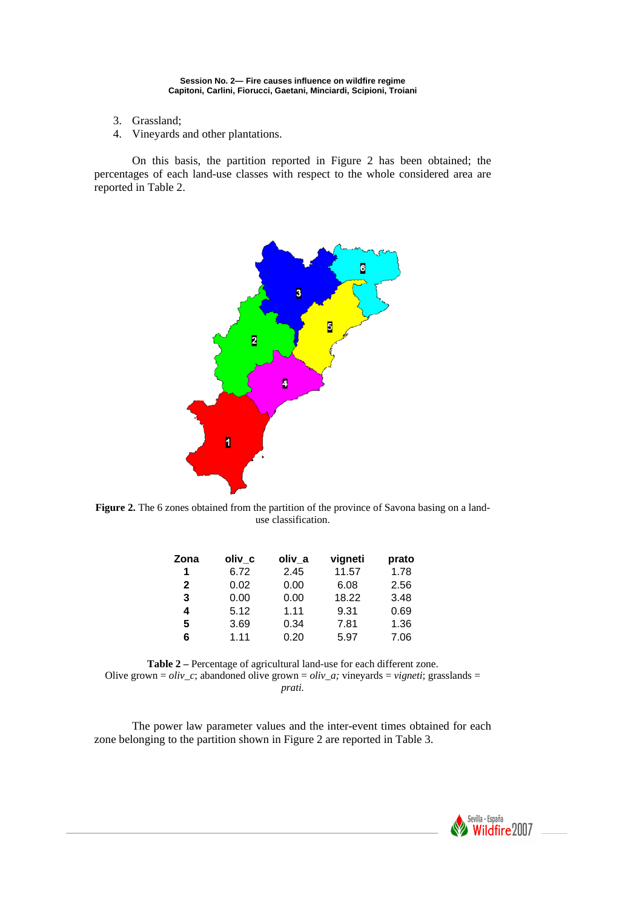3. Grassland;
4. Vineyards and other plantations.

On this basis, the partition reported in Figure 2 has been obtained; the percentages of each land-use classes with respect to the whole considered area are reported in Table 2.

**Figure 2.** The 6 zones obtained from the partition of the province of Savona basing on a land-use classification.

| Zona | oliv_c | oliv_a | vigneti | prato |
|---|---|---|---|---|
| 1 | 6.72 | 2.45 | 11.57 | 1.78 |
| 2 | 0.02 | 0.00 | 6.08 | 2.56 |
| 3 | 0.00 | 0.00 | 18.22 | 3.48 |
| 4 | 5.12 | 1.11 | 9.31 | 0.69 |
| 5 | 3.69 | 0.34 | 7.81 | 1.36 |
| 6 | 1.11 | 0.20 | 5.97 | 7.06 |

**Table 2 –** Percentage of agricultural land-use for each different zone. Olive grown = *oliv_c*; abandoned olive grown = *oliv_a;* vineyards = *vigneti*; grasslands = *prati.*

The power law parameter values and the inter-event times obtained for each zone belonging to the partition shown in Figure 2 are reported in Table 3.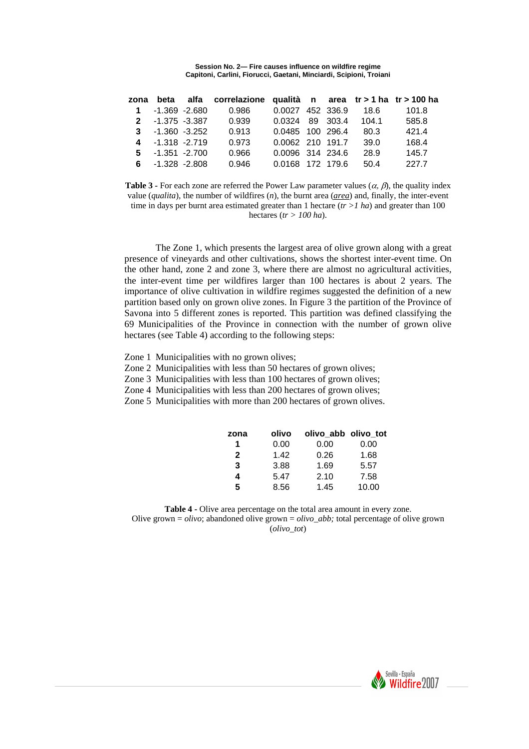| zona | beta | alfa | correlazione | qualità | n | area | tr > 1 ha | tr > 100 ha |
|---|---|---|---|---|---|---|---|---|
| **1** | -1.369 | -2.680 | 0.986 | 0.0027 | 452 | 336.9 | 18.6 | 101.8 |
| **2** | -1.375 | -3.387 | 0.939 | 0.0324 | 89 | 303.4 | 104.1 | 585.8 |
| **3** | -1.360 | -3.252 | 0.913 | 0.0485 | 100 | 296.4 | 80.3 | 421.4 |
| **4** | -1.318 | -2.719 | 0.973 | 0.0062 | 210 | 191.7 | 39.0 | 168.4 |
| **5** | -1.351 | -2.700 | 0.966 | 0.0096 | 314 | 234.6 | 28.9 | 145.7 |
| **6** | -1.328 | -2.808 | 0.946 | 0.0168 | 172 | 179.6 | 50.4 | 227.7 |

**Table 3 -** For each zone are referred the Power Law parameter values ($\alpha$, $\beta$), the quality index value (*qualita*), the number of wildfires ($n$), the burnt area (*area*) and, finally, the inter-event time in days per burnt area estimated greater than 1 hectare (*tr >1 ha*) and greater than 100 hectares (*tr > 100 ha*).

The Zone 1, which presents the largest area of olive grown along with a great presence of vineyards and other cultivations, shows the shortest inter-event time. On the other hand, zone 2 and zone 3, where there are almost no agricultural activities, the inter-event time per wildfires larger than 100 hectares is about 2 years. The importance of olive cultivation in wildfire regimes suggested the definition of a new partition based only on grown olive zones. In Figure 3 the partition of the Province of Savona into 5 different zones is reported. This partition was defined classifying the 69 Municipalities of the Province in connection with the number of grown olive hectares (see Table 4) according to the following steps:

Zone 1 Municipalities with no grown olives;
Zone 2 Municipalities with less than 50 hectares of grown olives;
Zone 3 Municipalities with less than 100 hectares of grown olives;
Zone 4 Municipalities with less than 200 hectares of grown olives;
Zone 5 Municipalities with more than 200 hectares of grown olives.

| zona | olivo | olivo_abb | olivo_tot |
|---|---|---|---|
| **1** | 0.00 | 0.00 | 0.00 |
| **2** | 1.42 | 0.26 | 1.68 |
| **3** | 3.88 | 1.69 | 5.57 |
| **4** | 5.47 | 2.10 | 7.58 |
| **5** | 8.56 | 1.45 | 10.00 |

**Table 4** - Olive area percentage on the total area amount in every zone.
Olive grown = *olivo*; abandoned olive grown = *olivo_abb;* total percentage of olive grown (*olivo_tot*)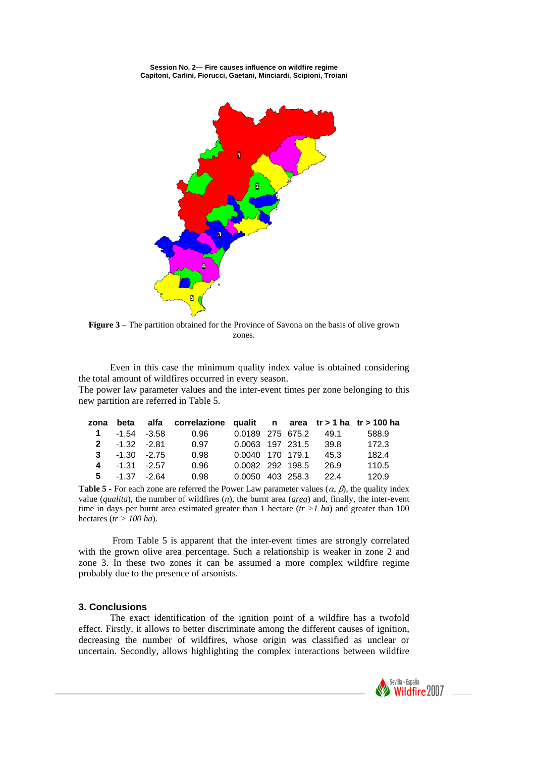**Figure 3** – The partition obtained for the Province of Savona on the basis of olive grown zones.

Even in this case the minimum quality index value is obtained considering the total amount of wildfires occurred in every season.
The power law parameter values and the inter-event times per zone belonging to this new partition are referred in Table 5.

| zona | beta | alfa | correlazione | qualit | n | area | tr > 1 ha | tr > 100 ha |
|---|---|---|---|---|---|---|---|---|
| 1 | -1.54 | -3.58 | 0.96 | 0.0189 | 275 | 675.2 | 49.1 | 588.9 |
| 2 | -1.32 | -2.81 | 0.97 | 0.0063 | 197 | 231.5 | 39.8 | 172.3 |
| 3 | -1.30 | -2.75 | 0.98 | 0.0040 | 170 | 179.1 | 45.3 | 182.4 |
| 4 | -1.31 | -2.57 | 0.96 | 0.0082 | 292 | 198.5 | 26.9 | 110.5 |
| 5 | -1.37 | -2.64 | 0.98 | 0.0050 | 403 | 258.3 | 22.4 | 120.9 |

**Table 5 -** For each zone are referred the Power Law parameter values ($\alpha$, $\beta$), the quality index value (*qualita*), the number of wildfires (*n*), the burnt area (*area*) and, finally, the inter-event time in days per burnt area estimated greater than 1 hectare (*tr >1 ha*) and greater than 100 hectares (*tr > 100 ha*).

From Table 5 is apparent that the inter-event times are strongly correlated with the grown olive area percentage. Such a relationship is weaker in zone 2 and zone 3. In these two zones it can be assumed a more complex wildfire regime probably due to the presence of arsonists.

## 3. Conclusions

The exact identification of the ignition point of a wildfire has a twofold effect. Firstly, it allows to better discriminate among the different causes of ignition, decreasing the number of wildfires, whose origin was classified as unclear or uncertain. Secondly, allows highlighting the complex interactions between wildfire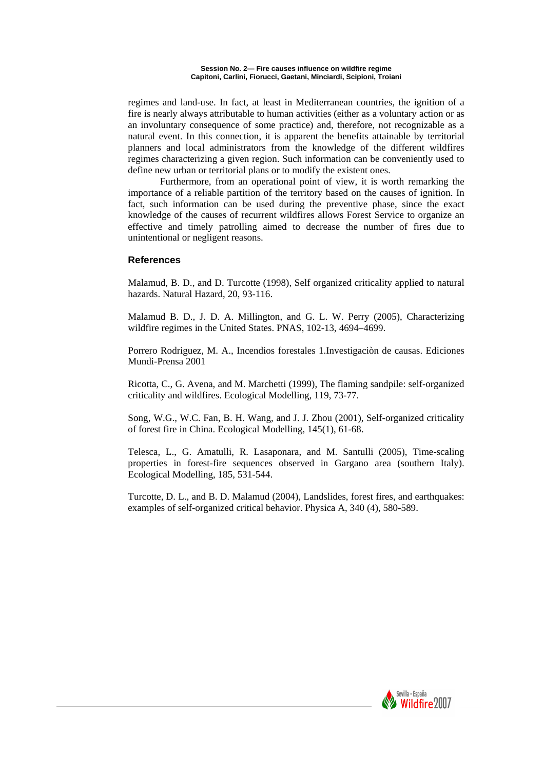regimes and land-use. In fact, at least in Mediterranean countries, the ignition of a fire is nearly always attributable to human activities (either as a voluntary action or as an involuntary consequence of some practice) and, therefore, not recognizable as a natural event. In this connection, it is apparent the benefits attainable by territorial planners and local administrators from the knowledge of the different wildfires regimes characterizing a given region. Such information can be conveniently used to define new urban or territorial plans or to modify the existent ones.

Furthermore, from an operational point of view, it is worth remarking the importance of a reliable partition of the territory based on the causes of ignition. In fact, such information can be used during the preventive phase, since the exact knowledge of the causes of recurrent wildfires allows Forest Service to organize an effective and timely patrolling aimed to decrease the number of fires due to unintentional or negligent reasons.

### References

Malamud, B. D., and D. Turcotte (1998), Self organized criticality applied to natural hazards. Natural Hazard, 20, 93-116.

Malamud B. D., J. D. A. Millington, and G. L. W. Perry (2005), Characterizing wildfire regimes in the United States. PNAS, 102-13, 4694–4699.

Porrero Rodriguez, M. A., Incendios forestales 1.Investigaciòn de causas. Ediciones Mundi-Prensa 2001

Ricotta, C., G. Avena, and M. Marchetti (1999), The flaming sandpile: self-organized criticality and wildfires. Ecological Modelling, 119, 73-77.

Song, W.G., W.C. Fan, B. H. Wang, and J. J. Zhou (2001), Self-organized criticality of forest fire in China. Ecological Modelling, 145(1), 61-68.

Telesca, L., G. Amatulli, R. Lasaponara, and M. Santulli (2005), Time-scaling properties in forest-fire sequences observed in Gargano area (southern Italy). Ecological Modelling, 185, 531-544.

Turcotte, D. L., and B. D. Malamud (2004), Landslides, forest fires, and earthquakes: examples of self-organized critical behavior. Physica A, 340 (4), 580-589.